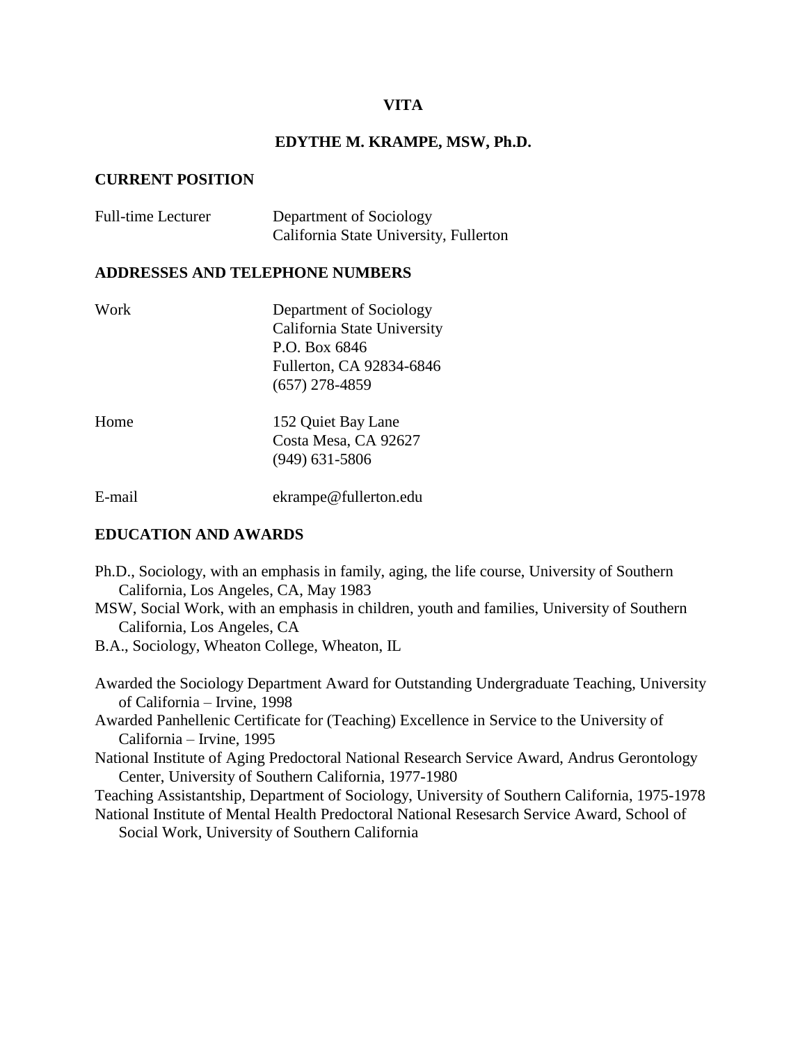# VITA

## EDYTHE M. KRAMPE, MSW, Ph.D.

### CURRENT POSITION

Full-time Lecturer — Department of Sociology
California State University, Fullerton

### ADDRESSES AND TELEPHONE NUMBERS

Work
Department of Sociology
California State University
P.O. Box 6846
Fullerton, CA 92834-6846
(657) 278-4859

Home
152 Quiet Bay Lane
Costa Mesa, CA 92627
(949) 631-5806

E-mail
ekrampe@fullerton.edu

### EDUCATION AND AWARDS

Ph.D., Sociology, with an emphasis in family, aging, the life course, University of Southern California, Los Angeles, CA, May 1983

MSW, Social Work, with an emphasis in children, youth and families, University of Southern California, Los Angeles, CA

B.A., Sociology, Wheaton College, Wheaton, IL

Awarded the Sociology Department Award for Outstanding Undergraduate Teaching, University of California – Irvine, 1998

Awarded Panhellenic Certificate for (Teaching) Excellence in Service to the University of California – Irvine, 1995

National Institute of Aging Predoctoral National Research Service Award, Andrus Gerontology Center, University of Southern California, 1977-1980

Teaching Assistantship, Department of Sociology, University of Southern California, 1975-1978

National Institute of Mental Health Predoctoral National Resesarch Service Award, School of Social Work, University of Southern California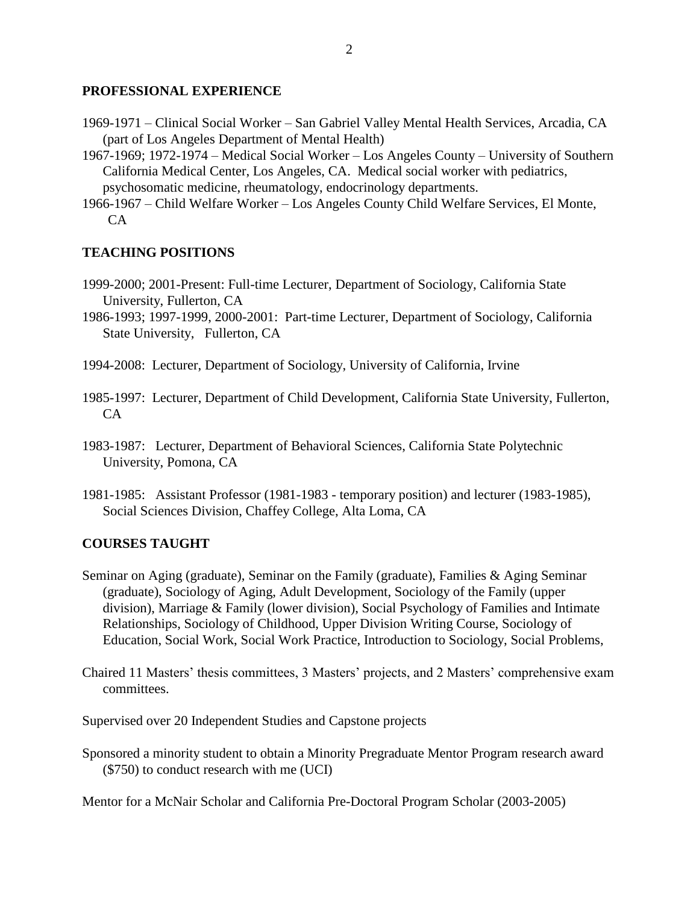## PROFESSIONAL EXPERIENCE

1969-1971 – Clinical Social Worker – San Gabriel Valley Mental Health Services, Arcadia, CA (part of Los Angeles Department of Mental Health)

1967-1969; 1972-1974 – Medical Social Worker – Los Angeles County – University of Southern California Medical Center, Los Angeles, CA. Medical social worker with pediatrics, psychosomatic medicine, rheumatology, endocrinology departments.

1966-1967 – Child Welfare Worker – Los Angeles County Child Welfare Services, El Monte, CA

## TEACHING POSITIONS

1999-2000; 2001-Present: Full-time Lecturer, Department of Sociology, California State University, Fullerton, CA

1986-1993; 1997-1999, 2000-2001: Part-time Lecturer, Department of Sociology, California State University, Fullerton, CA

1994-2008: Lecturer, Department of Sociology, University of California, Irvine

1985-1997: Lecturer, Department of Child Development, California State University, Fullerton, CA

1983-1987: Lecturer, Department of Behavioral Sciences, California State Polytechnic University, Pomona, CA

1981-1985: Assistant Professor (1981-1983 - temporary position) and lecturer (1983-1985), Social Sciences Division, Chaffey College, Alta Loma, CA

## COURSES TAUGHT

Seminar on Aging (graduate), Seminar on the Family (graduate), Families & Aging Seminar (graduate), Sociology of Aging, Adult Development, Sociology of the Family (upper division), Marriage & Family (lower division), Social Psychology of Families and Intimate Relationships, Sociology of Childhood, Upper Division Writing Course, Sociology of Education, Social Work, Social Work Practice, Introduction to Sociology, Social Problems,

Chaired 11 Masters' thesis committees, 3 Masters' projects, and 2 Masters' comprehensive exam committees.

Supervised over 20 Independent Studies and Capstone projects

Sponsored a minority student to obtain a Minority Pregraduate Mentor Program research award ($750) to conduct research with me (UCI)

Mentor for a McNair Scholar and California Pre-Doctoral Program Scholar (2003-2005)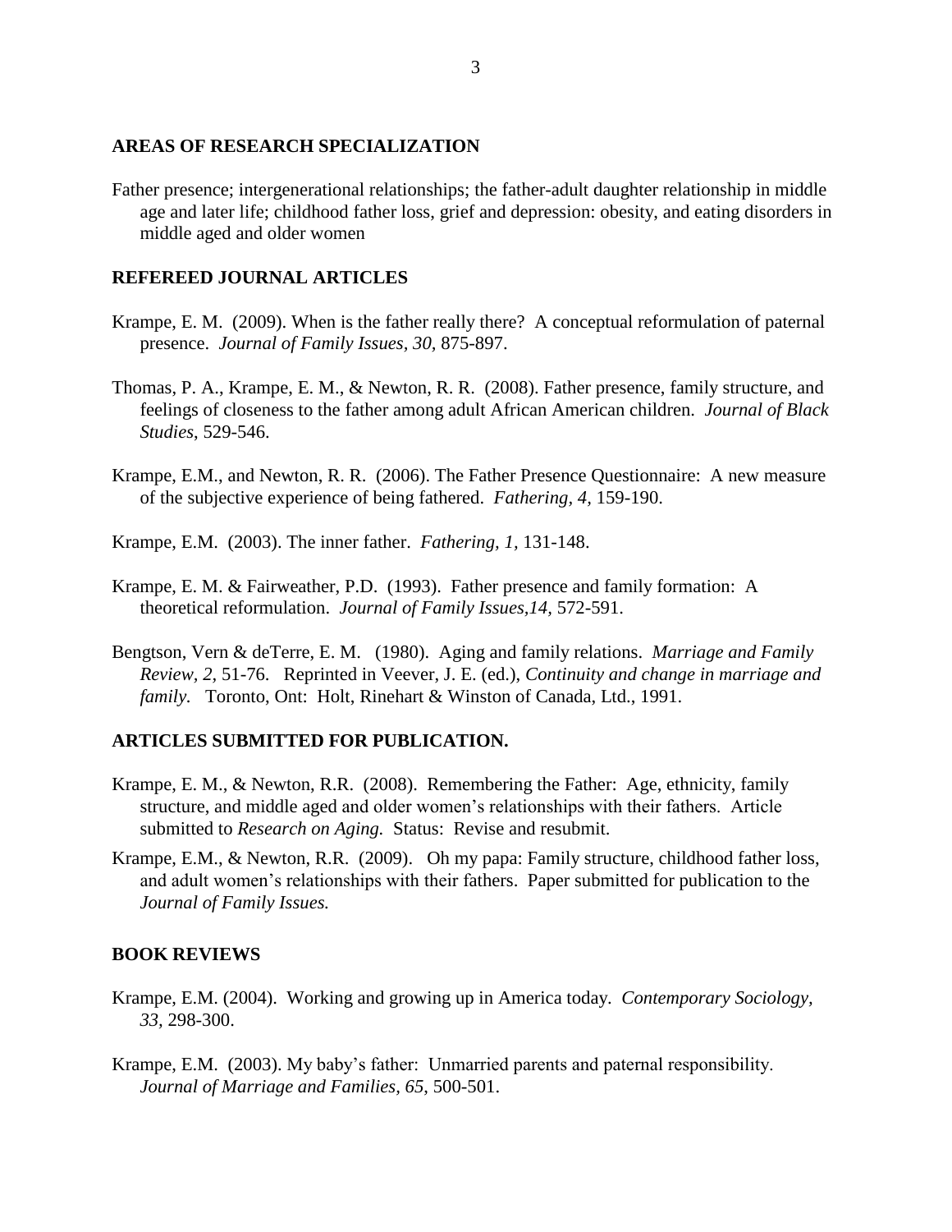## AREAS OF RESEARCH SPECIALIZATION

Father presence; intergenerational relationships; the father-adult daughter relationship in middle age and later life; childhood father loss, grief and depression: obesity, and eating disorders in middle aged and older women

## REFEREED JOURNAL ARTICLES

Krampe, E. M. (2009). When is the father really there? A conceptual reformulation of paternal presence. *Journal of Family Issues, 30,* 875-897.

Thomas, P. A., Krampe, E. M., & Newton, R. R. (2008). Father presence, family structure, and feelings of closeness to the father among adult African American children. *Journal of Black Studies*, 529-546.

Krampe, E.M., and Newton, R. R. (2006). The Father Presence Questionnaire: A new measure of the subjective experience of being fathered. *Fathering, 4,* 159-190.

Krampe, E.M. (2003). The inner father. *Fathering, 1*, 131-148.

Krampe, E. M. & Fairweather, P.D. (1993). Father presence and family formation: A theoretical reformulation. *Journal of Family Issues,14,* 572-591.

Bengtson, Vern & deTerre, E. M. (1980). Aging and family relations. *Marriage and Family Review, 2,* 51-76. Reprinted in Veever, J. E. (ed.), *Continuity and change in marriage and family.* Toronto, Ont: Holt, Rinehart & Winston of Canada, Ltd., 1991.

## ARTICLES SUBMITTED FOR PUBLICATION.

Krampe, E. M., & Newton, R.R. (2008). Remembering the Father: Age, ethnicity, family structure, and middle aged and older women's relationships with their fathers. Article submitted to *Research on Aging.* Status: Revise and resubmit.

Krampe, E.M., & Newton, R.R. (2009). Oh my papa: Family structure, childhood father loss, and adult women's relationships with their fathers. Paper submitted for publication to the *Journal of Family Issues.*

## BOOK REVIEWS

Krampe, E.M. (2004). Working and growing up in America today. *Contemporary Sociology, 33*, 298-300.

Krampe, E.M. (2003). My baby's father: Unmarried parents and paternal responsibility. *Journal of Marriage and Families, 65*, 500-501.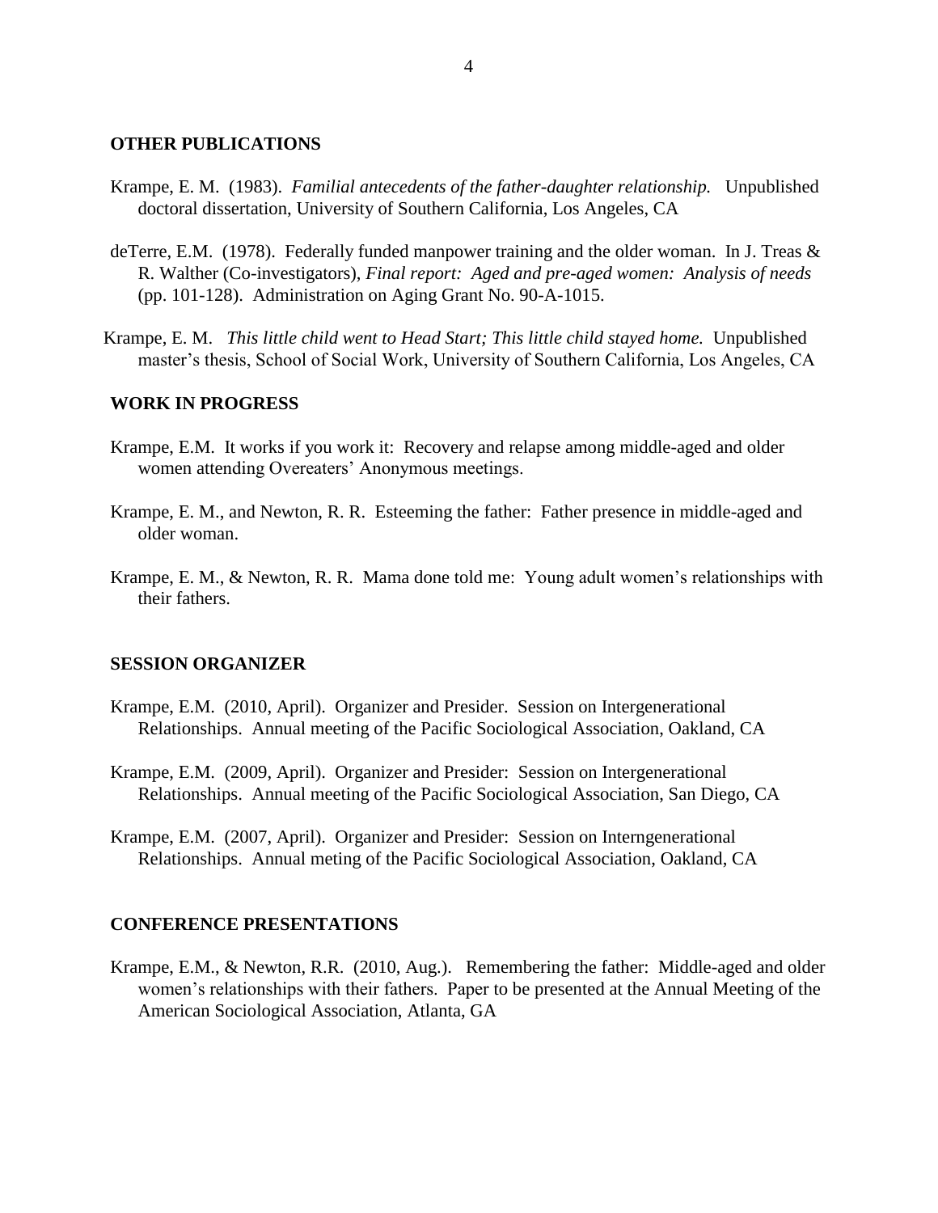## OTHER PUBLICATIONS

Krampe, E. M. (1983). *Familial antecedents of the father-daughter relationship.* Unpublished doctoral dissertation, University of Southern California, Los Angeles, CA

deTerre, E.M. (1978). Federally funded manpower training and the older woman. In J. Treas & R. Walther (Co-investigators), *Final report: Aged and pre-aged women: Analysis of needs* (pp. 101-128). Administration on Aging Grant No. 90-A-1015.

Krampe, E. M. *This little child went to Head Start; This little child stayed home.* Unpublished master's thesis, School of Social Work, University of Southern California, Los Angeles, CA

## WORK IN PROGRESS

Krampe, E.M. It works if you work it: Recovery and relapse among middle-aged and older women attending Overeaters' Anonymous meetings.

Krampe, E. M., and Newton, R. R. Esteeming the father: Father presence in middle-aged and older woman.

Krampe, E. M., & Newton, R. R. Mama done told me: Young adult women's relationships with their fathers.

## SESSION ORGANIZER

Krampe, E.M. (2010, April). Organizer and Presider. Session on Intergenerational Relationships. Annual meeting of the Pacific Sociological Association, Oakland, CA

Krampe, E.M. (2009, April). Organizer and Presider: Session on Intergenerational Relationships. Annual meeting of the Pacific Sociological Association, San Diego, CA

Krampe, E.M. (2007, April). Organizer and Presider: Session on Interngenerational Relationships. Annual meting of the Pacific Sociological Association, Oakland, CA

## CONFERENCE PRESENTATIONS

Krampe, E.M., & Newton, R.R. (2010, Aug.). Remembering the father: Middle-aged and older women's relationships with their fathers. Paper to be presented at the Annual Meeting of the American Sociological Association, Atlanta, GA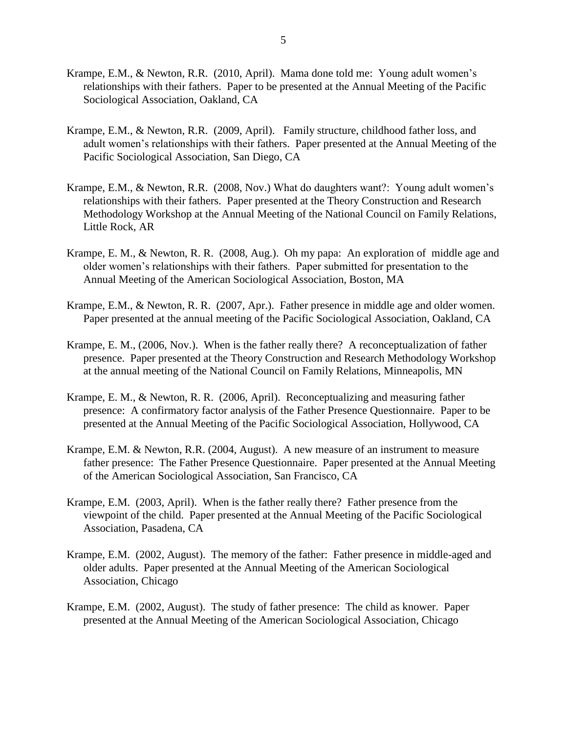Krampe, E.M., & Newton, R.R. (2010, April). Mama done told me: Young adult women's relationships with their fathers. Paper to be presented at the Annual Meeting of the Pacific Sociological Association, Oakland, CA

Krampe, E.M., & Newton, R.R. (2009, April). Family structure, childhood father loss, and adult women's relationships with their fathers. Paper presented at the Annual Meeting of the Pacific Sociological Association, San Diego, CA

Krampe, E.M., & Newton, R.R. (2008, Nov.) What do daughters want?: Young adult women's relationships with their fathers. Paper presented at the Theory Construction and Research Methodology Workshop at the Annual Meeting of the National Council on Family Relations, Little Rock, AR

Krampe, E. M., & Newton, R. R. (2008, Aug.). Oh my papa: An exploration of middle age and older women's relationships with their fathers. Paper submitted for presentation to the Annual Meeting of the American Sociological Association, Boston, MA

Krampe, E.M., & Newton, R. R. (2007, Apr.). Father presence in middle age and older women. Paper presented at the annual meeting of the Pacific Sociological Association, Oakland, CA

Krampe, E. M., (2006, Nov.). When is the father really there? A reconceptualization of father presence. Paper presented at the Theory Construction and Research Methodology Workshop at the annual meeting of the National Council on Family Relations, Minneapolis, MN

Krampe, E. M., & Newton, R. R. (2006, April). Reconceptualizing and measuring father presence: A confirmatory factor analysis of the Father Presence Questionnaire. Paper to be presented at the Annual Meeting of the Pacific Sociological Association, Hollywood, CA

Krampe, E.M. & Newton, R.R. (2004, August). A new measure of an instrument to measure father presence: The Father Presence Questionnaire. Paper presented at the Annual Meeting of the American Sociological Association, San Francisco, CA

Krampe, E.M. (2003, April). When is the father really there? Father presence from the viewpoint of the child. Paper presented at the Annual Meeting of the Pacific Sociological Association, Pasadena, CA

Krampe, E.M. (2002, August). The memory of the father: Father presence in middle-aged and older adults. Paper presented at the Annual Meeting of the American Sociological Association, Chicago

Krampe, E.M. (2002, August). The study of father presence: The child as knower. Paper presented at the Annual Meeting of the American Sociological Association, Chicago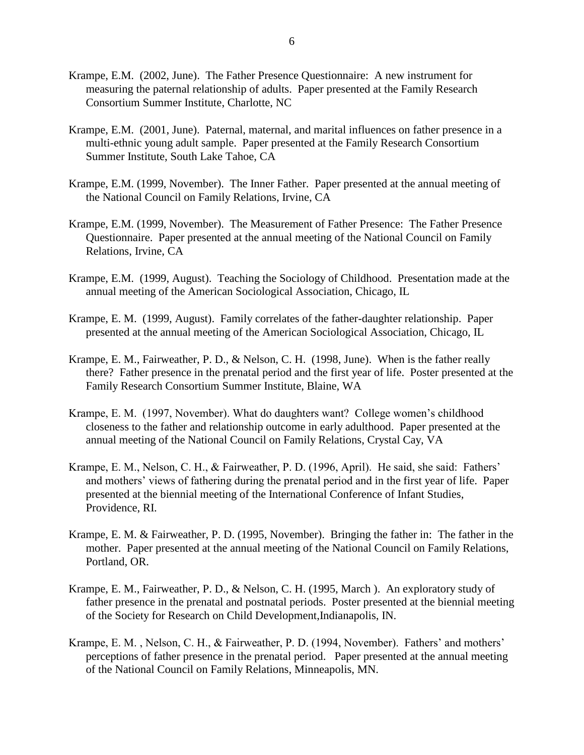Krampe, E.M.  (2002, June).  The Father Presence Questionnaire:  A new instrument for measuring the paternal relationship of adults.  Paper presented at the Family Research Consortium Summer Institute, Charlotte, NC

Krampe, E.M.  (2001, June).  Paternal, maternal, and marital influences on father presence in a multi-ethnic young adult sample.  Paper presented at the Family Research Consortium Summer Institute, South Lake Tahoe, CA

Krampe, E.M. (1999, November).  The Inner Father.  Paper presented at the annual meeting of the National Council on Family Relations, Irvine, CA

Krampe, E.M. (1999, November).  The Measurement of Father Presence:  The Father Presence Questionnaire.  Paper presented at the annual meeting of the National Council on Family Relations, Irvine, CA

Krampe, E.M.  (1999, August).  Teaching the Sociology of Childhood.  Presentation made at the annual meeting of the American Sociological Association, Chicago, IL

Krampe, E. M.  (1999, August).  Family correlates of the father-daughter relationship.  Paper presented at the annual meeting of the American Sociological Association, Chicago, IL

Krampe, E. M., Fairweather, P. D., & Nelson, C. H.  (1998, June).  When is the father really there?  Father presence in the prenatal period and the first year of life.  Poster presented at the Family Research Consortium Summer Institute, Blaine, WA

Krampe, E. M.  (1997, November). What do daughters want?  College women's childhood closeness to the father and relationship outcome in early adulthood.  Paper presented at the annual meeting of the National Council on Family Relations, Crystal Cay, VA

Krampe, E. M., Nelson, C. H., & Fairweather, P. D. (1996, April).  He said, she said:  Fathers' and mothers' views of fathering during the prenatal period and in the first year of life.  Paper presented at the biennial meeting of the International Conference of Infant Studies, Providence, RI.

Krampe, E. M. & Fairweather, P. D. (1995, November).  Bringing the father in:  The father in the mother.  Paper presented at the annual meeting of the National Council on Family Relations, Portland, OR.

Krampe, E. M., Fairweather, P. D., & Nelson, C. H. (1995, March ).  An exploratory study of father presence in the prenatal and postnatal periods.  Poster presented at the biennial meeting of the Society for Research on Child Development,Indianapolis, IN.

Krampe, E. M. , Nelson, C. H., & Fairweather, P. D. (1994, November).  Fathers' and mothers' perceptions of father presence in the prenatal period.   Paper presented at the annual meeting of the National Council on Family Relations, Minneapolis, MN.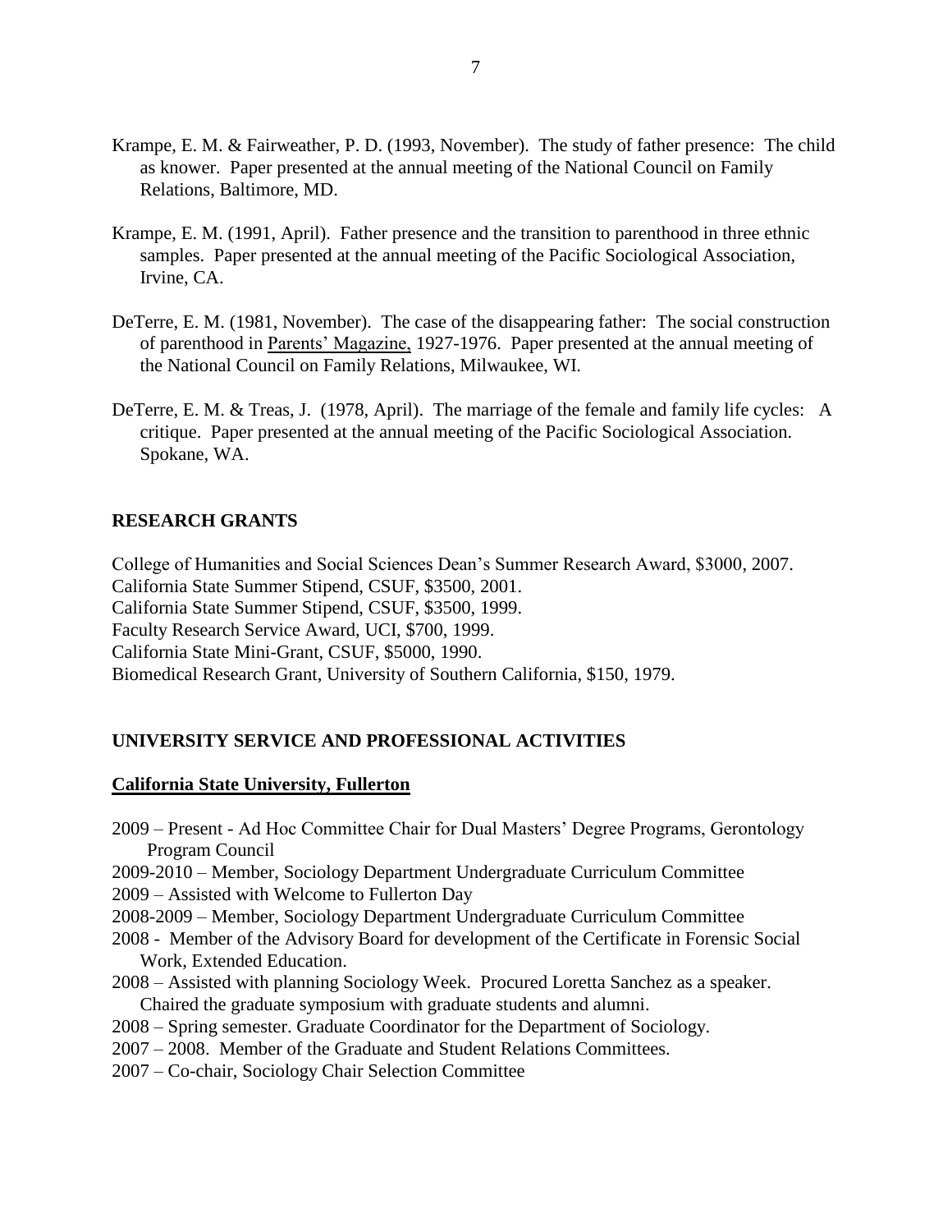Krampe, E. M. & Fairweather, P. D. (1993, November). The study of father presence: The child as knower. Paper presented at the annual meeting of the National Council on Family Relations, Baltimore, MD.

Krampe, E. M. (1991, April). Father presence and the transition to parenthood in three ethnic samples. Paper presented at the annual meeting of the Pacific Sociological Association, Irvine, CA.

DeTerre, E. M. (1981, November). The case of the disappearing father: The social construction of parenthood in Parents' Magazine, 1927-1976. Paper presented at the annual meeting of the National Council on Family Relations, Milwaukee, WI.

DeTerre, E. M. & Treas, J. (1978, April). The marriage of the female and family life cycles: A critique. Paper presented at the annual meeting of the Pacific Sociological Association. Spokane, WA.

## RESEARCH GRANTS

College of Humanities and Social Sciences Dean's Summer Research Award, $3000, 2007.
California State Summer Stipend, CSUF, $3500, 2001.
California State Summer Stipend, CSUF, $3500, 1999.
Faculty Research Service Award, UCI, $700, 1999.
California State Mini-Grant, CSUF, $5000, 1990.
Biomedical Research Grant, University of Southern California, $150, 1979.

## UNIVERSITY SERVICE AND PROFESSIONAL ACTIVITIES

### California State University, Fullerton

2009 – Present - Ad Hoc Committee Chair for Dual Masters' Degree Programs, Gerontology Program Council
2009-2010 – Member, Sociology Department Undergraduate Curriculum Committee
2009 – Assisted with Welcome to Fullerton Day
2008-2009 – Member, Sociology Department Undergraduate Curriculum Committee
2008 - Member of the Advisory Board for development of the Certificate in Forensic Social Work, Extended Education.
2008 – Assisted with planning Sociology Week. Procured Loretta Sanchez as a speaker. Chaired the graduate symposium with graduate students and alumni.
2008 – Spring semester. Graduate Coordinator for the Department of Sociology.
2007 – 2008. Member of the Graduate and Student Relations Committees.
2007 – Co-chair, Sociology Chair Selection Committee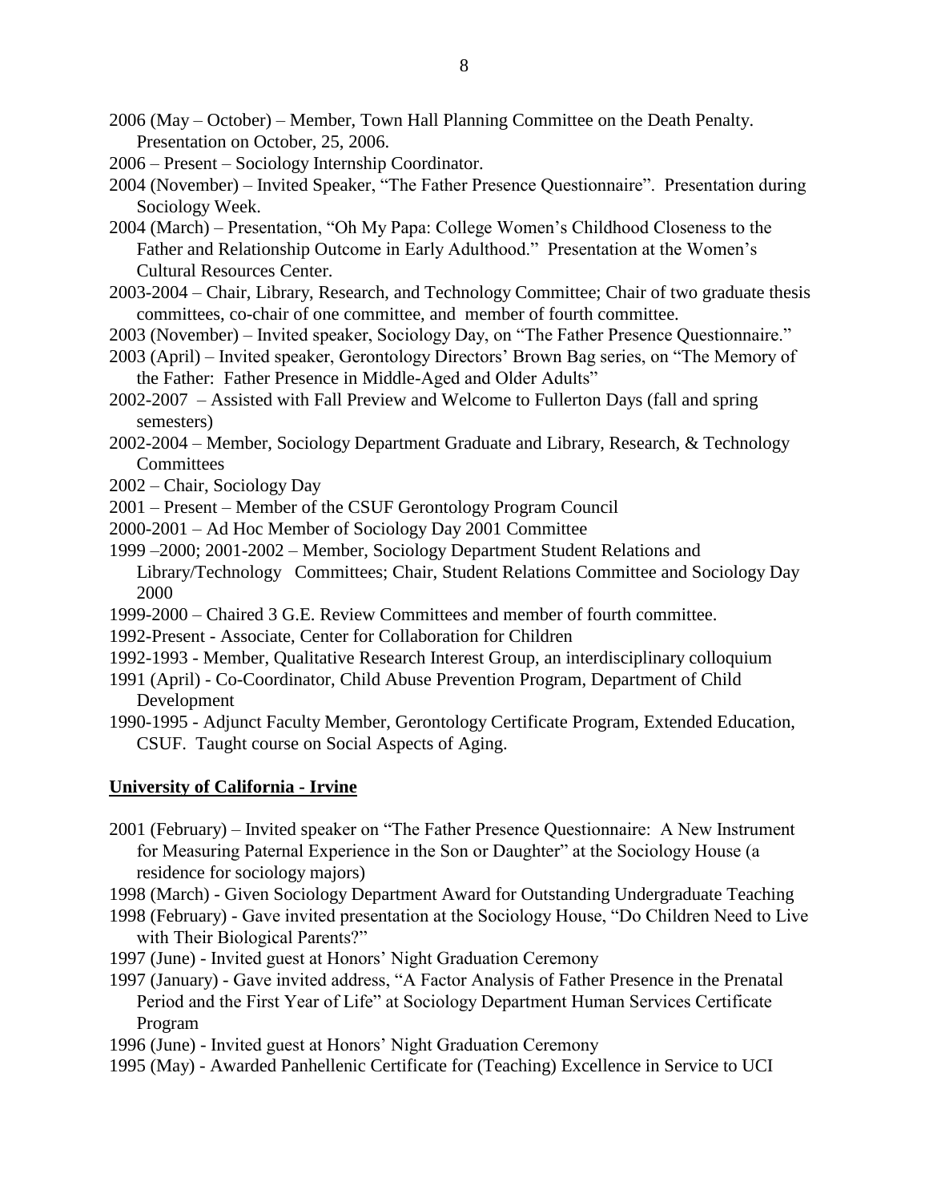2006 (May – October) – Member, Town Hall Planning Committee on the Death Penalty. Presentation on October, 25, 2006.

2006 – Present – Sociology Internship Coordinator.

2004 (November) – Invited Speaker, "The Father Presence Questionnaire". Presentation during Sociology Week.

2004 (March) – Presentation, "Oh My Papa: College Women's Childhood Closeness to the Father and Relationship Outcome in Early Adulthood." Presentation at the Women's Cultural Resources Center.

2003-2004 – Chair, Library, Research, and Technology Committee; Chair of two graduate thesis committees, co-chair of one committee, and member of fourth committee.

2003 (November) – Invited speaker, Sociology Day, on "The Father Presence Questionnaire."

2003 (April) – Invited speaker, Gerontology Directors' Brown Bag series, on "The Memory of the Father: Father Presence in Middle-Aged and Older Adults"

2002-2007 – Assisted with Fall Preview and Welcome to Fullerton Days (fall and spring semesters)

2002-2004 – Member, Sociology Department Graduate and Library, Research, & Technology Committees

2002 – Chair, Sociology Day

2001 – Present – Member of the CSUF Gerontology Program Council

2000-2001 – Ad Hoc Member of Sociology Day 2001 Committee

1999 –2000; 2001-2002 – Member, Sociology Department Student Relations and Library/Technology Committees; Chair, Student Relations Committee and Sociology Day 2000

1999-2000 – Chaired 3 G.E. Review Committees and member of fourth committee.

1992-Present - Associate, Center for Collaboration for Children

1992-1993 - Member, Qualitative Research Interest Group, an interdisciplinary colloquium

1991 (April) - Co-Coordinator, Child Abuse Prevention Program, Department of Child Development

1990-1995 - Adjunct Faculty Member, Gerontology Certificate Program, Extended Education, CSUF. Taught course on Social Aspects of Aging.

**University of California - Irvine**

2001 (February) – Invited speaker on "The Father Presence Questionnaire: A New Instrument for Measuring Paternal Experience in the Son or Daughter" at the Sociology House (a residence for sociology majors)

1998 (March) - Given Sociology Department Award for Outstanding Undergraduate Teaching

1998 (February) - Gave invited presentation at the Sociology House, "Do Children Need to Live with Their Biological Parents?"

1997 (June) - Invited guest at Honors' Night Graduation Ceremony

1997 (January) - Gave invited address, "A Factor Analysis of Father Presence in the Prenatal Period and the First Year of Life" at Sociology Department Human Services Certificate Program

1996 (June) - Invited guest at Honors' Night Graduation Ceremony

1995 (May) - Awarded Panhellenic Certificate for (Teaching) Excellence in Service to UCI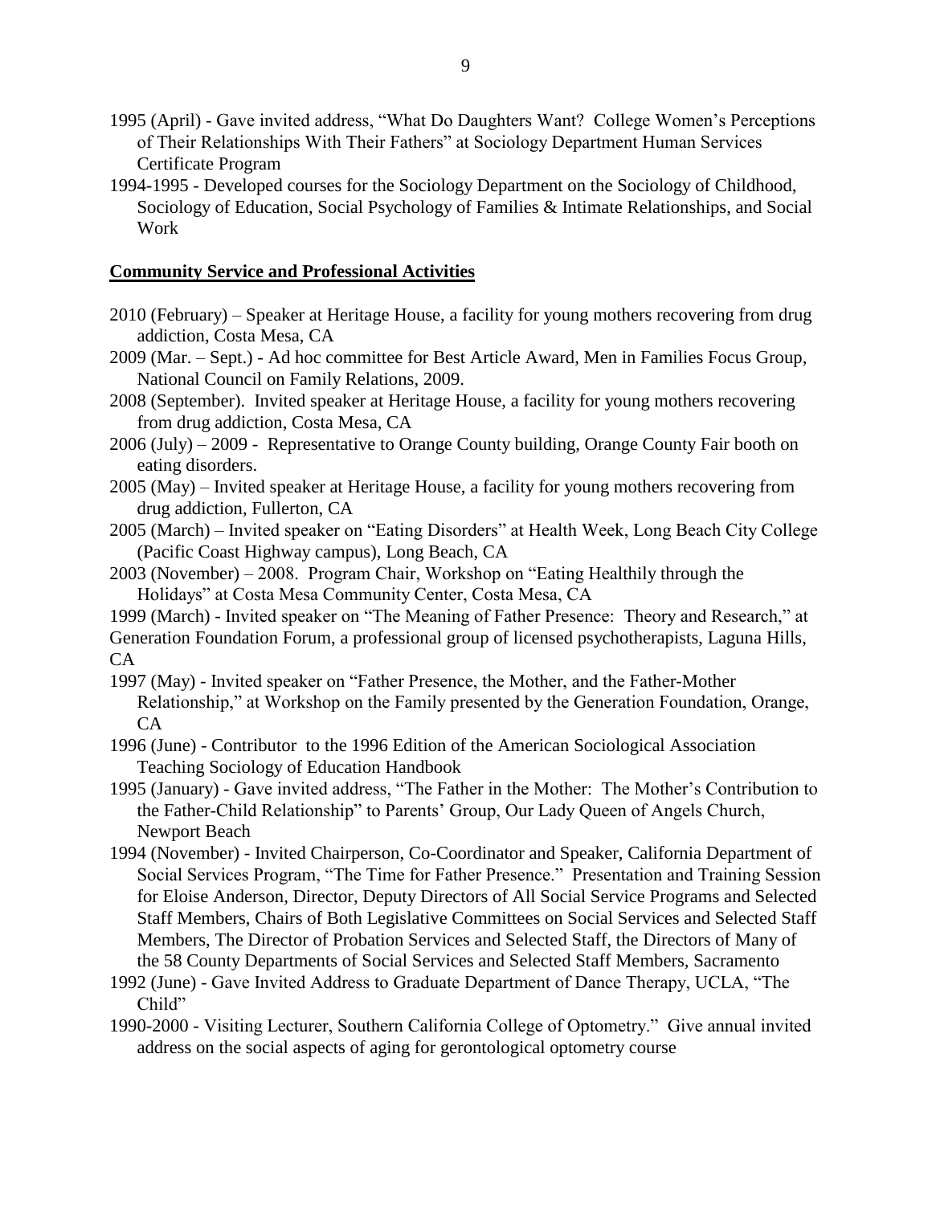1995 (April) - Gave invited address, "What Do Daughters Want? College Women's Perceptions of Their Relationships With Their Fathers" at Sociology Department Human Services Certificate Program

1994-1995 - Developed courses for the Sociology Department on the Sociology of Childhood, Sociology of Education, Social Psychology of Families & Intimate Relationships, and Social Work

## Community Service and Professional Activities

2010 (February) – Speaker at Heritage House, a facility for young mothers recovering from drug addiction, Costa Mesa, CA

2009 (Mar. – Sept.) - Ad hoc committee for Best Article Award, Men in Families Focus Group, National Council on Family Relations, 2009.

2008 (September). Invited speaker at Heritage House, a facility for young mothers recovering from drug addiction, Costa Mesa, CA

2006 (July) – 2009 - Representative to Orange County building, Orange County Fair booth on eating disorders.

2005 (May) – Invited speaker at Heritage House, a facility for young mothers recovering from drug addiction, Fullerton, CA

2005 (March) – Invited speaker on "Eating Disorders" at Health Week, Long Beach City College (Pacific Coast Highway campus), Long Beach, CA

2003 (November) – 2008. Program Chair, Workshop on "Eating Healthily through the Holidays" at Costa Mesa Community Center, Costa Mesa, CA

1999 (March) - Invited speaker on "The Meaning of Father Presence: Theory and Research," at Generation Foundation Forum, a professional group of licensed psychotherapists, Laguna Hills, CA

1997 (May) - Invited speaker on "Father Presence, the Mother, and the Father-Mother Relationship," at Workshop on the Family presented by the Generation Foundation, Orange, CA

1996 (June) - Contributor to the 1996 Edition of the American Sociological Association Teaching Sociology of Education Handbook

1995 (January) - Gave invited address, "The Father in the Mother: The Mother's Contribution to the Father-Child Relationship" to Parents' Group, Our Lady Queen of Angels Church, Newport Beach

1994 (November) - Invited Chairperson, Co-Coordinator and Speaker, California Department of Social Services Program, "The Time for Father Presence." Presentation and Training Session for Eloise Anderson, Director, Deputy Directors of All Social Service Programs and Selected Staff Members, Chairs of Both Legislative Committees on Social Services and Selected Staff Members, The Director of Probation Services and Selected Staff, the Directors of Many of the 58 County Departments of Social Services and Selected Staff Members, Sacramento

1992 (June) - Gave Invited Address to Graduate Department of Dance Therapy, UCLA, "The Child"

1990-2000 - Visiting Lecturer, Southern California College of Optometry." Give annual invited address on the social aspects of aging for gerontological optometry course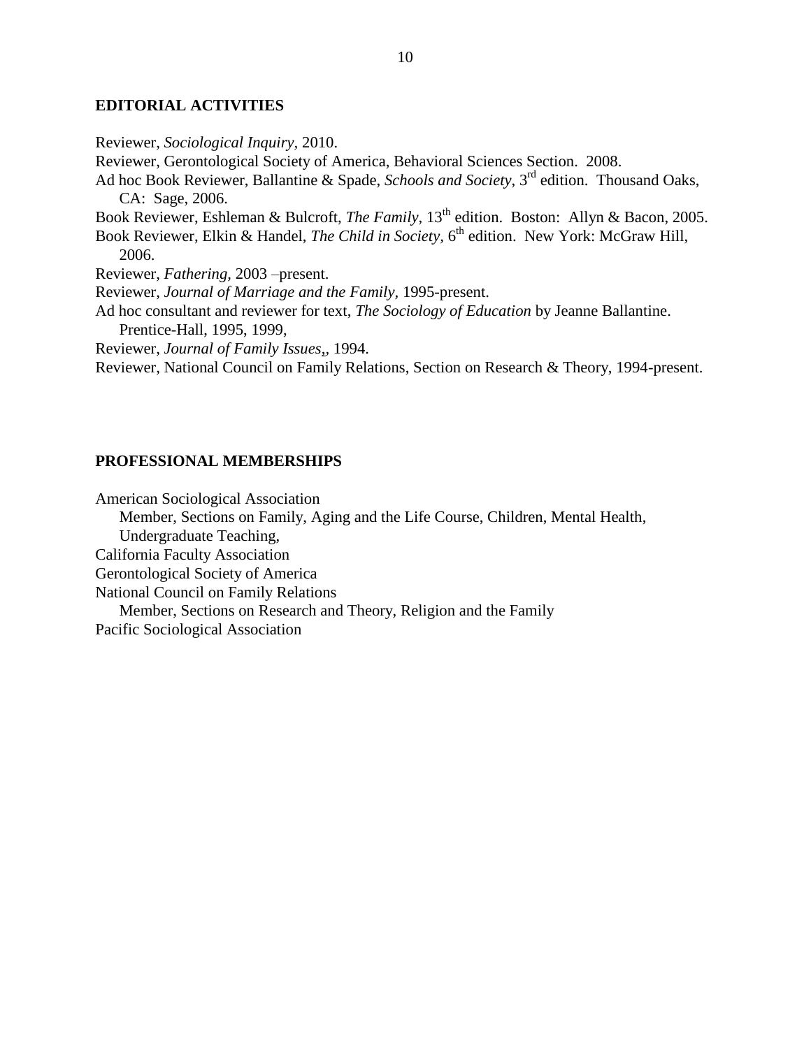## EDITORIAL ACTIVITIES

Reviewer, *Sociological Inquiry,* 2010.
Reviewer, Gerontological Society of America, Behavioral Sciences Section. 2008.
Ad hoc Book Reviewer, Ballantine & Spade, *Schools and Society*, 3rd edition. Thousand Oaks, CA: Sage, 2006.
Book Reviewer, Eshleman & Bulcroft, *The Family*, 13th edition. Boston: Allyn & Bacon, 2005.
Book Reviewer, Elkin & Handel, *The Child in Society*, 6th edition. New York: McGraw Hill, 2006.
Reviewer, *Fathering,* 2003 –present.
Reviewer, *Journal of Marriage and the Family,* 1995-present.
Ad hoc consultant and reviewer for text, *The Sociology of Education* by Jeanne Ballantine. Prentice-Hall, 1995, 1999,
Reviewer, *Journal of Family Issues,*, 1994.
Reviewer, National Council on Family Relations, Section on Research & Theory, 1994-present.

## PROFESSIONAL MEMBERSHIPS

American Sociological Association
Member, Sections on Family, Aging and the Life Course, Children, Mental Health, Undergraduate Teaching,
California Faculty Association
Gerontological Society of America
National Council on Family Relations
Member, Sections on Research and Theory, Religion and the Family
Pacific Sociological Association